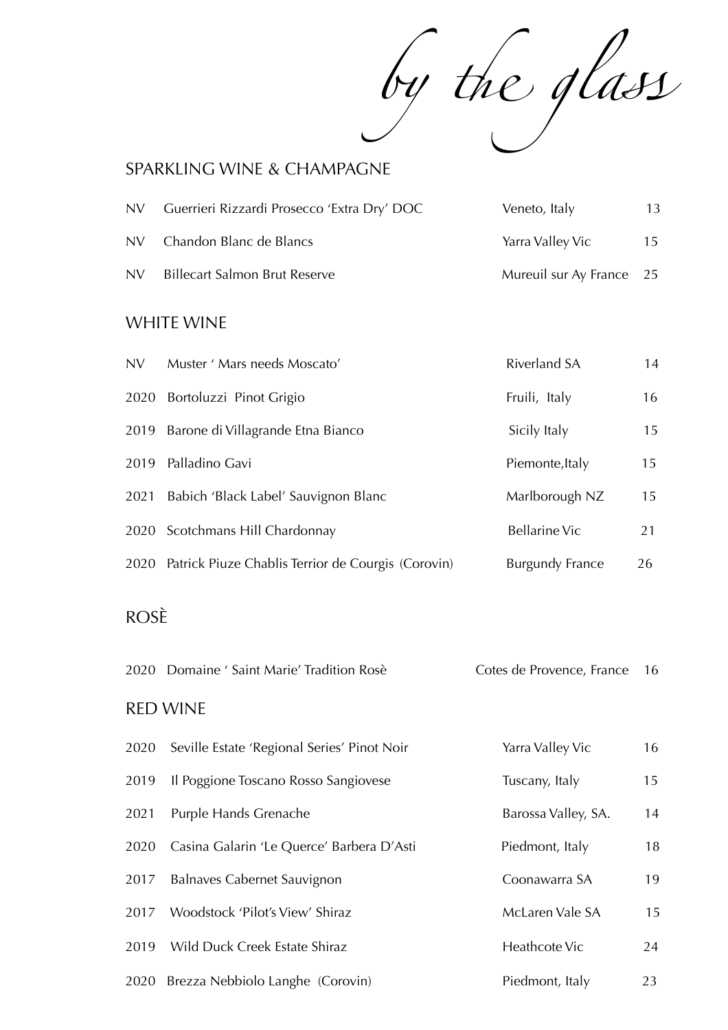# *by the glass*

## SPARKLING WINE & CHAMPAGNE

| | | | |
|---|---|---|---|
| NV | Guerrieri Rizzardi Prosecco 'Extra Dry' DOC | Veneto, Italy | 13 |
| NV | Chandon Blanc de Blancs | Yarra Valley Vic | 15 |
| NV | Billecart Salmon Brut Reserve | Mureuil sur Ay France | 25 |

## WHITE WINE

| | | | |
|---|---|---|---|
| NV | Muster ' Mars needs Moscato' | Riverland SA | 14 |
| 2020 | Bortoluzzi Pinot Grigio | Fruili, Italy | 16 |
| 2019 | Barone di Villagrande Etna Bianco | Sicily Italy | 15 |
| 2019 | Palladino Gavi | Piemonte,Italy | 15 |
| 2021 | Babich 'Black Label' Sauvignon Blanc | Marlborough NZ | 15 |
| 2020 | Scotchmans Hill Chardonnay | Bellarine Vic | 21 |
| 2020 | Patrick Piuze Chablis Terrior de Courgis (Corovin) | Burgundy France | 26 |

## ROSÈ

| | | | |
|---|---|---|---|
| 2020 | Domaine ' Saint Marie' Tradition Rosè | Cotes de Provence, France | 16 |

## RED WINE

| | | | |
|---|---|---|---|
| 2020 | Seville Estate 'Regional Series' Pinot Noir | Yarra Valley Vic | 16 |
| 2019 | Il Poggione Toscano Rosso Sangiovese | Tuscany, Italy | 15 |
| 2021 | Purple Hands Grenache | Barossa Valley, SA. | 14 |
| 2020 | Casina Galarin 'Le Querce' Barbera D'Asti | Piedmont, Italy | 18 |
| 2017 | Balnaves Cabernet Sauvignon | Coonawarra SA | 19 |
| 2017 | Woodstock 'Pilot's View' Shiraz | McLaren Vale SA | 15 |
| 2019 | Wild Duck Creek Estate Shiraz | Heathcote Vic | 24 |
| 2020 | Brezza Nebbiolo Langhe (Corovin) | Piedmont, Italy | 23 |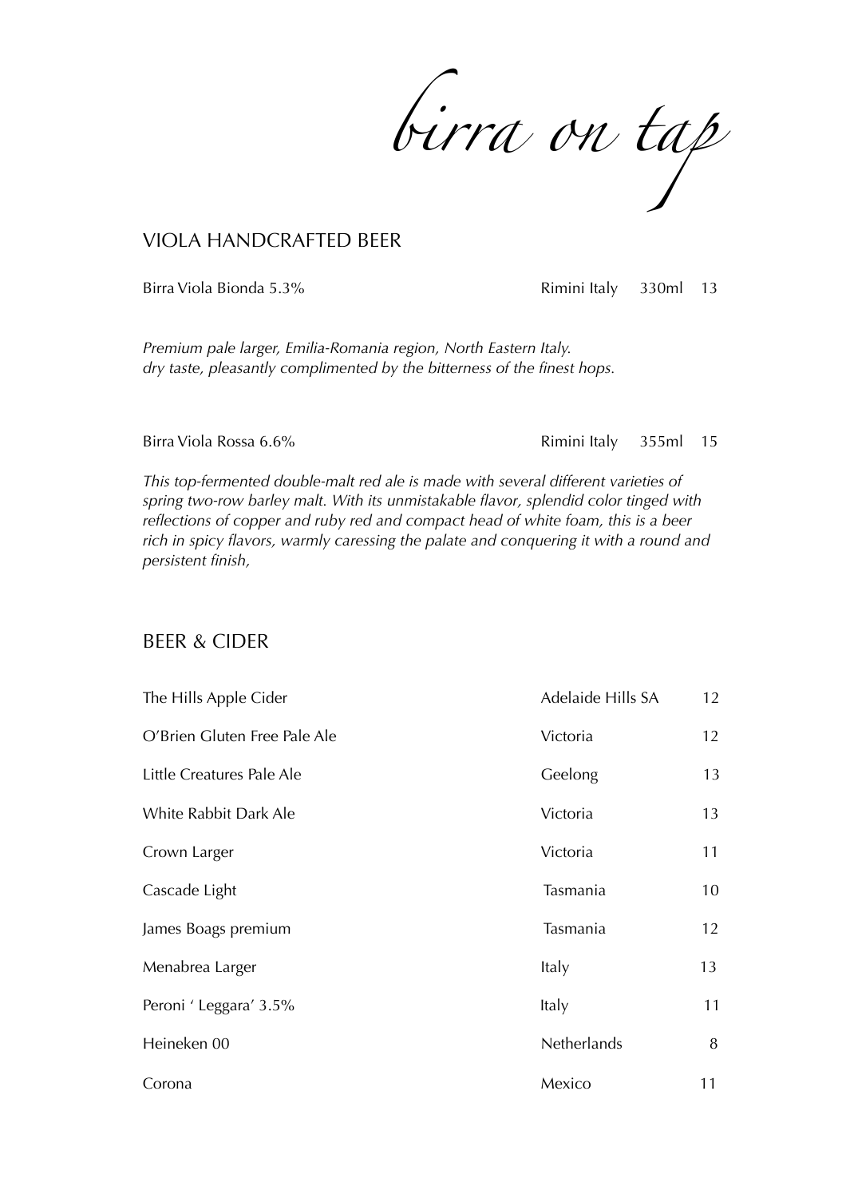# *birra on tap*

## VIOLA HANDCRAFTED BEER

| | | | |
|---|---|---|---|
| Birra Viola Bionda 5.3% | Rimini Italy | 330ml | 13 |

*Premium pale larger, Emilia-Romania region, North Eastern Italy.*
*dry taste, pleasantly complimented by the bitterness of the finest hops.*

| | | | |
|---|---|---|---|
| Birra Viola Rossa 6.6% | Rimini Italy | 355ml | 15 |

*This top-fermented double-malt red ale is made with several different varieties of spring two-row barley malt. With its unmistakable flavor, splendid color tinged with reflections of copper and ruby red and compact head of white foam, this is a beer rich in spicy flavors, warmly caressing the palate and conquering it with a round and persistent finish,*

## BEER & CIDER

| | | |
|---|---|---|
| The Hills Apple Cider | Adelaide Hills SA | 12 |
| O'Brien Gluten Free Pale Ale | Victoria | 12 |
| Little Creatures Pale Ale | Geelong | 13 |
| White Rabbit Dark Ale | Victoria | 13 |
| Crown Larger | Victoria | 11 |
| Cascade Light | Tasmania | 10 |
| James Boags premium | Tasmania | 12 |
| Menabrea Larger | Italy | 13 |
| Peroni ' Leggara' 3.5% | Italy | 11 |
| Heineken 00 | Netherlands | 8 |
| Corona | Mexico | 11 |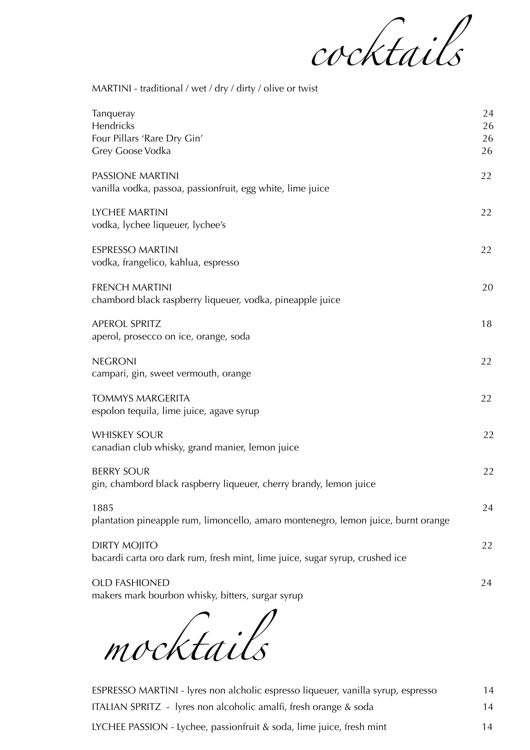# cocktails

MARTINI - traditional / wet / dry / dirty / olive or twist

| | |
|---|---|
| Tanqueray | 24 |
| Hendricks | 26 |
| Four Pillars 'Rare Dry Gin' | 26 |
| Grey Goose Vodka | 26 |

PASSIONE MARTINI — 22
vanilla vodka, passoa, passionfruit, egg white, lime juice

LYCHEE MARTINI — 22
vodka, lychee liqueuer, lychee's

ESPRESSO MARTINI — 22
vodka, frangelico, kahlua, espresso

FRENCH MARTINI — 20
chambord black raspberry liqueuer, vodka, pineapple juice

APEROL SPRITZ — 18
aperol, prosecco on ice, orange, soda

NEGRONI — 22
campari, gin, sweet vermouth, orange

TOMMYS MARGERITA — 22
espolon tequila, lime juice, agave syrup

WHISKEY SOUR — 22
canadian club whisky, grand manier, lemon juice

BERRY SOUR — 22
gin, chambord black raspberry liqueuer, cherry brandy, lemon juice

1885 — 24
plantation pineapple rum, limoncello, amaro montenegro, lemon juice, burnt orange

DIRTY MOJITO — 22
bacardi carta oro dark rum, fresh mint, lime juice, sugar syrup, crushed ice

OLD FASHIONED — 24
makers mark bourbon whisky, bitters, surgar syrup

# mocktails

| | |
|---|---|
| ESPRESSO MARTINI - lyres non alcholic espresso liqueuer, vanilla syrup, espresso | 14 |
| ITALIAN SPRITZ - lyres non alcoholic amalfi, fresh orange & soda | 14 |
| LYCHEE PASSION - Lychee, passionfruit & soda, lime juice, fresh mint | 14 |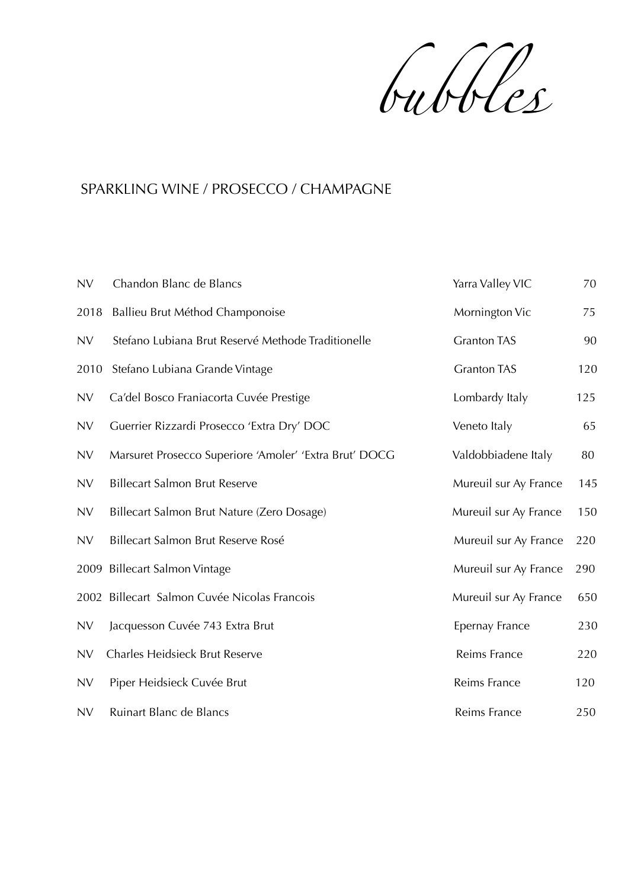# *bubbles*

## SPARKLING WINE / PROSECCO / CHAMPAGNE

| | | | |
|---|---|---|---|
| NV | Chandon Blanc de Blancs | Yarra Valley VIC | 70 |
| 2018 | Ballieu Brut Méthod Champonoise | Mornington Vic | 75 |
| NV | Stefano Lubiana Brut Reservé Methode Traditionelle | Granton TAS | 90 |
| 2010 | Stefano Lubiana Grande Vintage | Granton TAS | 120 |
| NV | Ca'del Bosco Franiacorta Cuvée Prestige | Lombardy Italy | 125 |
| NV | Guerrier Rizzardi Prosecco 'Extra Dry' DOC | Veneto Italy | 65 |
| NV | Marsuret Prosecco Superiore 'Amoler' 'Extra Brut' DOCG | Valdobbiadene Italy | 80 |
| NV | Billecart Salmon Brut Reserve | Mureuil sur Ay France | 145 |
| NV | Billecart Salmon Brut Nature (Zero Dosage) | Mureuil sur Ay France | 150 |
| NV | Billecart Salmon Brut Reserve Rosé | Mureuil sur Ay France | 220 |
| 2009 | Billecart Salmon Vintage | Mureuil sur Ay France | 290 |
| 2002 | Billecart Salmon Cuvée Nicolas Francois | Mureuil sur Ay France | 650 |
| NV | Jacquesson Cuvée 743 Extra Brut | Epernay France | 230 |
| NV | Charles Heidsieck Brut Reserve | Reims France | 220 |
| NV | Piper Heidsieck Cuvée Brut | Reims France | 120 |
| NV | Ruinart Blanc de Blancs | Reims France | 250 |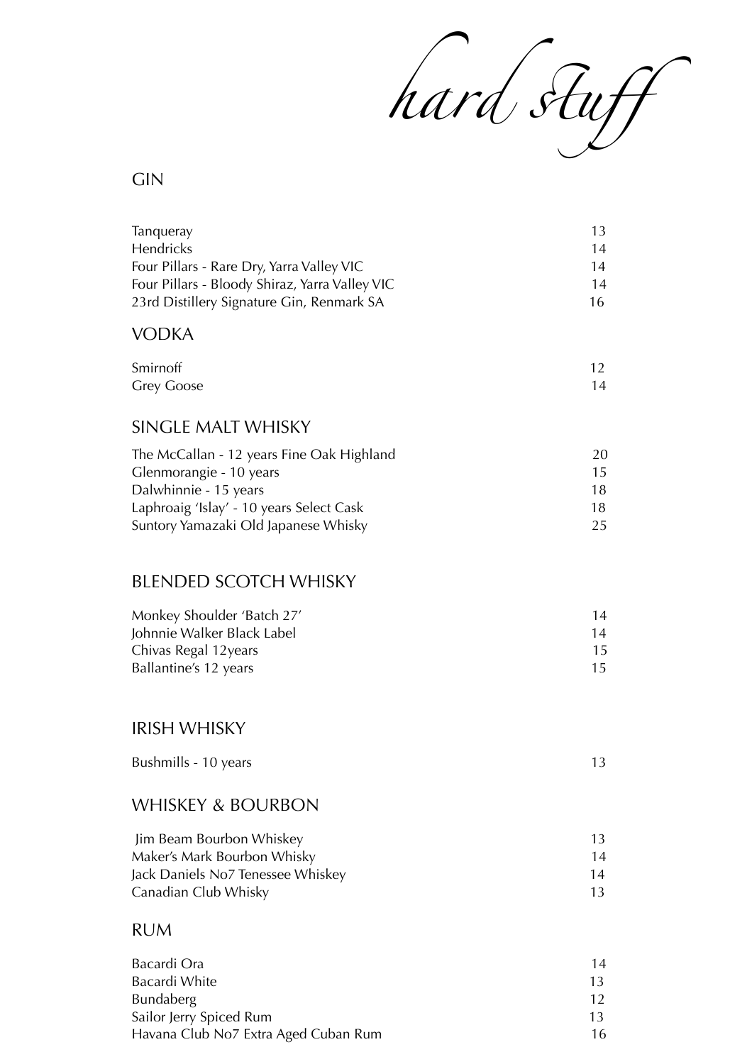# hard stuff

## GIN

| | |
|---|---|
| Tanqueray | 13 |
| Hendricks | 14 |
| Four Pillars - Rare Dry, Yarra Valley VIC | 14 |
| Four Pillars - Bloody Shiraz, Yarra Valley VIC | 14 |
| 23rd Distillery Signature Gin, Renmark SA | 16 |

## VODKA

| | |
|---|---|
| Smirnoff | 12 |
| Grey Goose | 14 |

## SINGLE MALT WHISKY

| | |
|---|---|
| The McCallan - 12 years Fine Oak Highland | 20 |
| Glenmorangie - 10 years | 15 |
| Dalwhinnie - 15 years | 18 |
| Laphroaig 'Islay' - 10 years Select Cask | 18 |
| Suntory Yamazaki Old Japanese Whisky | 25 |

## BLENDED SCOTCH WHISKY

| | |
|---|---|
| Monkey Shoulder 'Batch 27' | 14 |
| Johnnie Walker Black Label | 14 |
| Chivas Regal 12years | 15 |
| Ballantine's 12 years | 15 |

## IRISH WHISKY

| | |
|---|---|
| Bushmills - 10 years | 13 |

## WHISKEY & BOURBON

| | |
|---|---|
| Jim Beam Bourbon Whiskey | 13 |
| Maker's Mark Bourbon Whisky | 14 |
| Jack Daniels No7 Tenessee Whiskey | 14 |
| Canadian Club Whisky | 13 |

## RUM

| | |
|---|---|
| Bacardi Ora | 14 |
| Bacardi White | 13 |
| Bundaberg | 12 |
| Sailor Jerry Spiced Rum | 13 |
| Havana Club No7 Extra Aged Cuban Rum | 16 |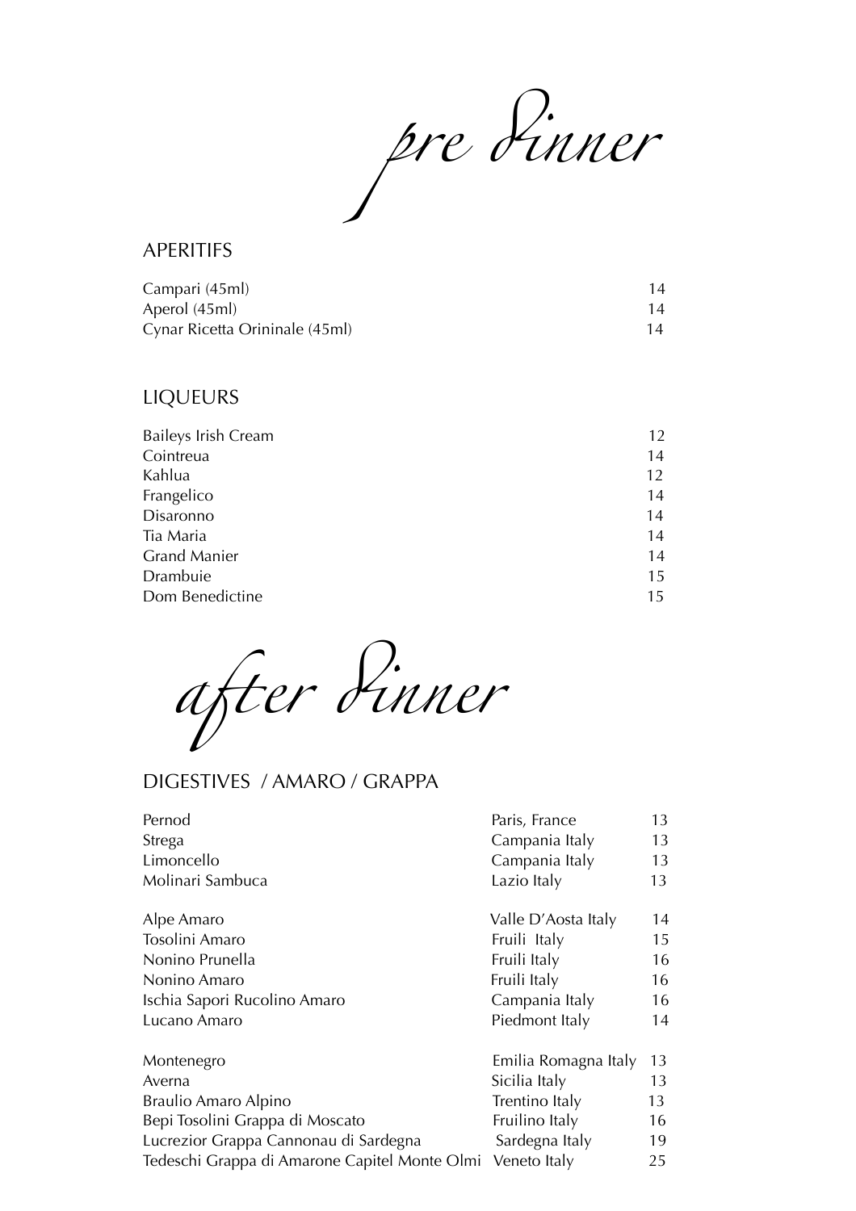# *pre dinner*

## APERITIFS

| | |
|---|---|
| Campari (45ml) | 14 |
| Aperol (45ml) | 14 |
| Cynar Ricetta Orininale (45ml) | 14 |

## LIQUEURS

| | |
|---|---|
| Baileys Irish Cream | 12 |
| Cointreua | 14 |
| Kahlua | 12 |
| Frangelico | 14 |
| Disaronno | 14 |
| Tia Maria | 14 |
| Grand Manier | 14 |
| Drambuie | 15 |
| Dom Benedictine | 15 |

# *after dinner*

## DIGESTIVES / AMARO / GRAPPA

| | | |
|---|---|---|
| Pernod | Paris, France | 13 |
| Strega | Campania Italy | 13 |
| Limoncello | Campania Italy | 13 |
| Molinari Sambuca | Lazio Italy | 13 |
| | | |
| Alpe Amaro | Valle D'Aosta Italy | 14 |
| Tosolini Amaro | Fruili Italy | 15 |
| Nonino Prunella | Fruili Italy | 16 |
| Nonino Amaro | Fruili Italy | 16 |
| Ischia Sapori Rucolino Amaro | Campania Italy | 16 |
| Lucano Amaro | Piedmont Italy | 14 |
| | | |
| Montenegro | Emilia Romagna Italy | 13 |
| Averna | Sicilia Italy | 13 |
| Braulio Amaro Alpino | Trentino Italy | 13 |
| Bepi Tosolini Grappa di Moscato | Fruilino Italy | 16 |
| Lucrezior Grappa Cannonau di Sardegna | Sardegna Italy | 19 |
| Tedeschi Grappa di Amarone Capitel Monte Olmi | Veneto Italy | 25 |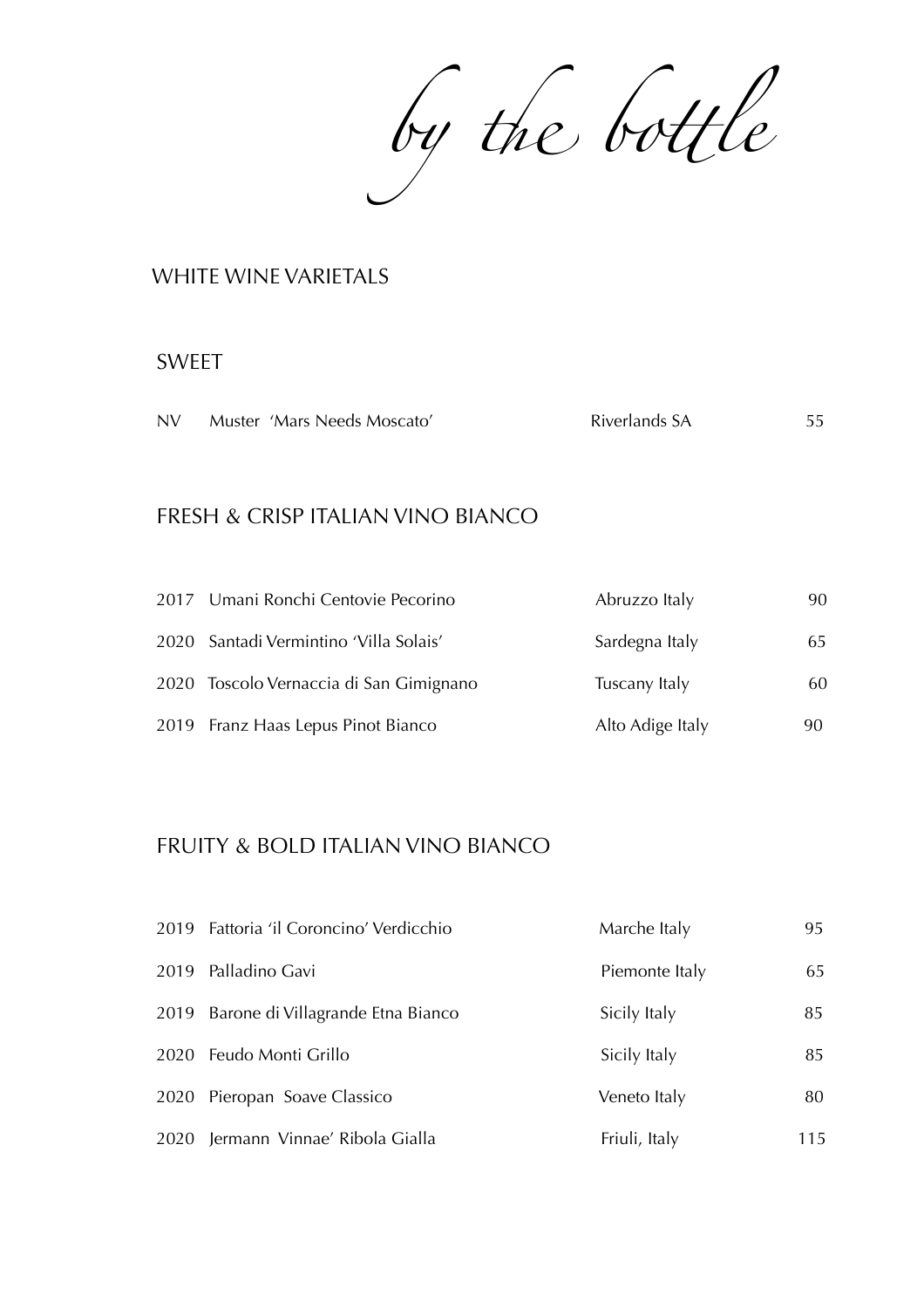# *by the bottle*

## WHITE WINE VARIETALS

### SWEET

| | | | |
|---|---|---|---|
| NV | Muster 'Mars Needs Moscato' | Riverlands SA | 55 |

### FRESH & CRISP ITALIAN VINO BIANCO

| | | | |
|---|---|---|---|
| 2017 | Umani Ronchi Centovie Pecorino | Abruzzo Italy | 90 |
| 2020 | Santadi Vermintino 'Villa Solais' | Sardegna Italy | 65 |
| 2020 | Toscolo Vernaccia di San Gimignano | Tuscany Italy | 60 |
| 2019 | Franz Haas Lepus Pinot Bianco | Alto Adige Italy | 90 |

### FRUITY & BOLD ITALIAN VINO BIANCO

| | | | |
|---|---|---|---|
| 2019 | Fattoria 'il Coroncino' Verdicchio | Marche Italy | 95 |
| 2019 | Palladino Gavi | Piemonte Italy | 65 |
| 2019 | Barone di Villagrande Etna Bianco | Sicily Italy | 85 |
| 2020 | Feudo Monti Grillo | Sicily Italy | 85 |
| 2020 | Pieropan Soave Classico | Veneto Italy | 80 |
| 2020 | Jermann Vinnae' Ribola Gialla | Friuli, Italy | 115 |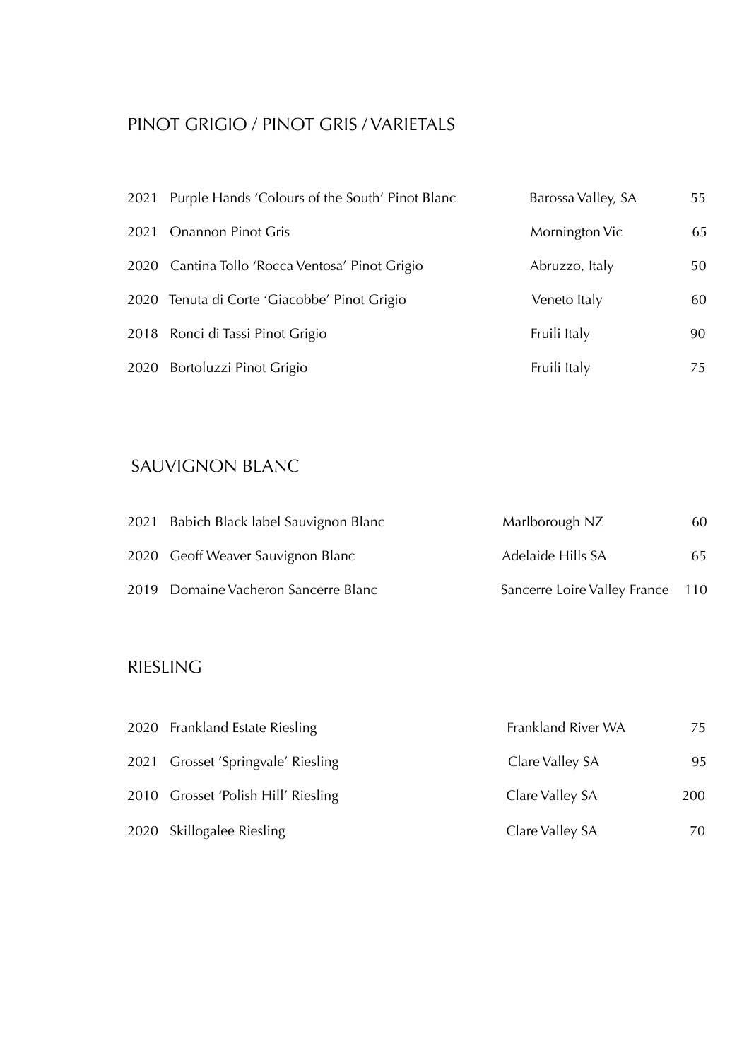## PINOT GRIGIO / PINOT GRIS / VARIETALS

| | | | |
|---|---|---|---|
| 2021 | Purple Hands 'Colours of the South' Pinot Blanc | Barossa Valley, SA | 55 |
| 2021 | Onannon Pinot Gris | Mornington Vic | 65 |
| 2020 | Cantina Tollo 'Rocca Ventosa' Pinot Grigio | Abruzzo, Italy | 50 |
| 2020 | Tenuta di Corte 'Giacobbe' Pinot Grigio | Veneto Italy | 60 |
| 2018 | Ronci di Tassi Pinot Grigio | Fruili Italy | 90 |
| 2020 | Bortoluzzi Pinot Grigio | Fruili Italy | 75 |

## SAUVIGNON BLANC

| | | | |
|---|---|---|---|
| 2021 | Babich Black label Sauvignon Blanc | Marlborough NZ | 60 |
| 2020 | Geoff Weaver Sauvignon Blanc | Adelaide Hills SA | 65 |
| 2019 | Domaine Vacheron Sancerre Blanc | Sancerre Loire Valley France | 110 |

## RIESLING

| | | | |
|---|---|---|---|
| 2020 | Frankland Estate Riesling | Frankland River WA | 75 |
| 2021 | Grosset 'Springvale' Riesling | Clare Valley SA | 95 |
| 2010 | Grosset 'Polish Hill' Riesling | Clare Valley SA | 200 |
| 2020 | Skillogalee Riesling | Clare Valley SA | 70 |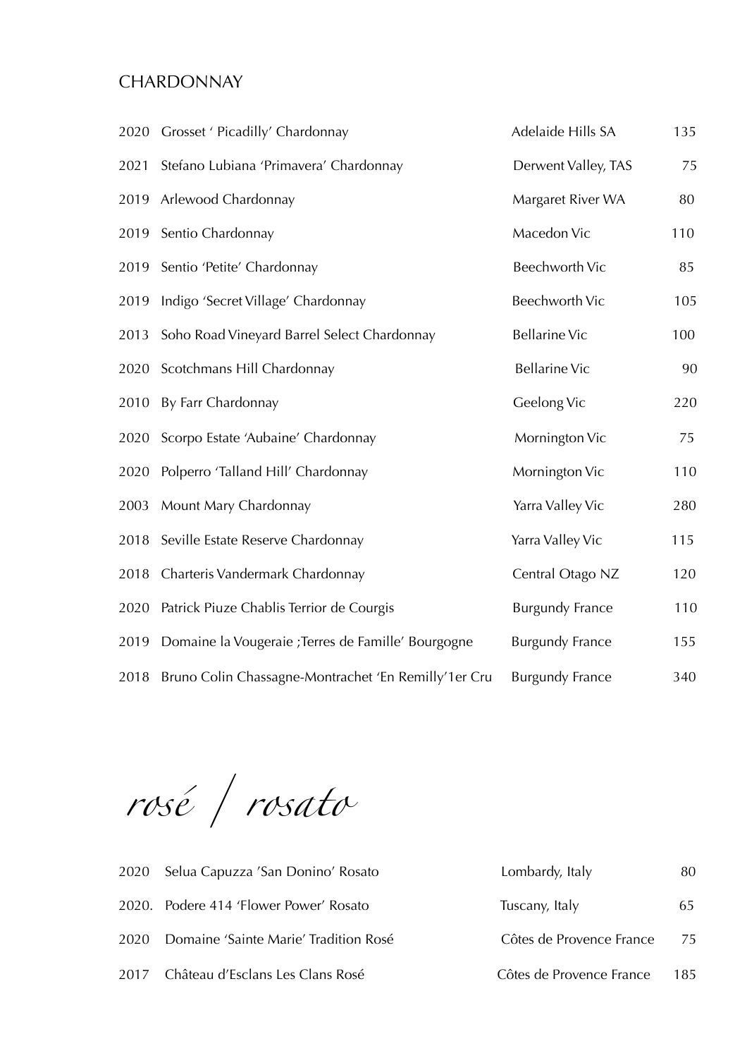## CHARDONNAY

| | | | |
|---|---|---|---|
| 2020 | Grosset ' Picadilly' Chardonnay | Adelaide Hills SA | 135 |
| 2021 | Stefano Lubiana 'Primavera' Chardonnay | Derwent Valley, TAS | 75 |
| 2019 | Arlewood Chardonnay | Margaret River WA | 80 |
| 2019 | Sentio Chardonnay | Macedon Vic | 110 |
| 2019 | Sentio 'Petite' Chardonnay | Beechworth Vic | 85 |
| 2019 | Indigo 'Secret Village' Chardonnay | Beechworth Vic | 105 |
| 2013 | Soho Road Vineyard Barrel Select Chardonnay | Bellarine Vic | 100 |
| 2020 | Scotchmans Hill Chardonnay | Bellarine Vic | 90 |
| 2010 | By Farr Chardonnay | Geelong Vic | 220 |
| 2020 | Scorpo Estate 'Aubaine' Chardonnay | Mornington Vic | 75 |
| 2020 | Polperro 'Talland Hill' Chardonnay | Mornington Vic | 110 |
| 2003 | Mount Mary Chardonnay | Yarra Valley Vic | 280 |
| 2018 | Seville Estate Reserve Chardonnay | Yarra Valley Vic | 115 |
| 2018 | Charteris Vandermark Chardonnay | Central Otago NZ | 120 |
| 2020 | Patrick Piuze Chablis Terrior de Courgis | Burgundy France | 110 |
| 2019 | Domaine la Vougeraie ;Terres de Famille' Bourgogne | Burgundy France | 155 |
| 2018 | Bruno Colin Chassagne-Montrachet 'En Remilly'1er Cru | Burgundy France | 340 |

## *rosé / rosato*

| | | | |
|---|---|---|---|
| 2020 | Selua Capuzza 'San Donino' Rosato | Lombardy, Italy | 80 |
| 2020. | Podere 414 'Flower Power' Rosato | Tuscany, Italy | 65 |
| 2020 | Domaine 'Sainte Marie' Tradition Rosé | Côtes de Provence France | 75 |
| 2017 | Château d'Esclans Les Clans Rosé | Côtes de Provence France | 185 |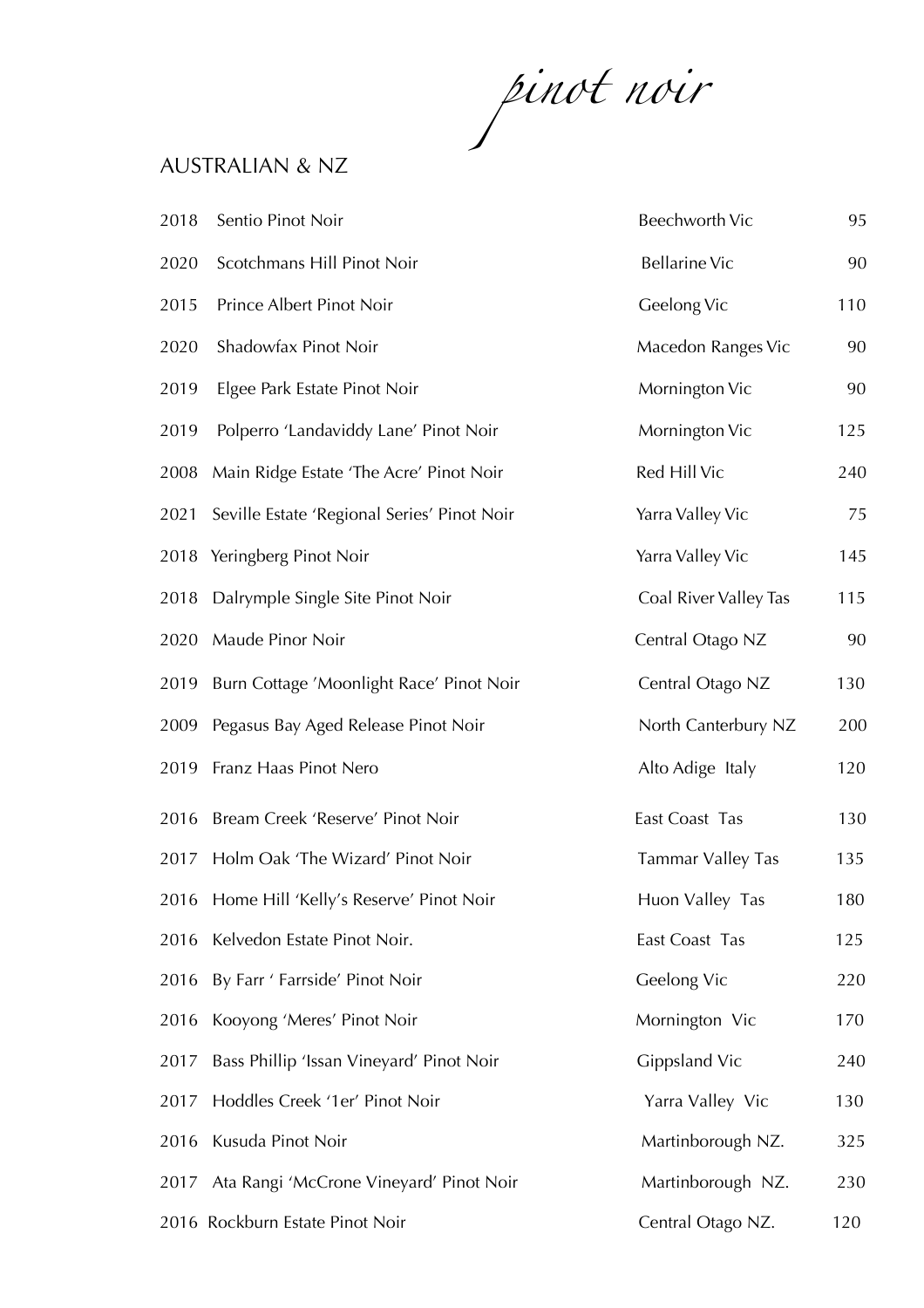# *pinot noir*

## AUSTRALIAN & NZ

| Year | Wine | Region | Price |
|---|---|---|---|
| 2018 | Sentio Pinot Noir | Beechworth Vic | 95 |
| 2020 | Scotchmans Hill Pinot Noir | Bellarine Vic | 90 |
| 2015 | Prince Albert Pinot Noir | Geelong Vic | 110 |
| 2020 | Shadowfax Pinot Noir | Macedon Ranges Vic | 90 |
| 2019 | Elgee Park Estate Pinot Noir | Mornington Vic | 90 |
| 2019 | Polperro 'Landaviddy Lane' Pinot Noir | Mornington Vic | 125 |
| 2008 | Main Ridge Estate 'The Acre' Pinot Noir | Red Hill Vic | 240 |
| 2021 | Seville Estate 'Regional Series' Pinot Noir | Yarra Valley Vic | 75 |
| 2018 | Yeringberg Pinot Noir | Yarra Valley Vic | 145 |
| 2018 | Dalrymple Single Site Pinot Noir | Coal River Valley Tas | 115 |
| 2020 | Maude Pinor Noir | Central Otago NZ | 90 |
| 2019 | Burn Cottage 'Moonlight Race' Pinot Noir | Central Otago NZ | 130 |
| 2009 | Pegasus Bay Aged Release Pinot Noir | North Canterbury NZ | 200 |
| 2019 | Franz Haas Pinot Nero | Alto Adige Italy | 120 |
| 2016 | Bream Creek 'Reserve' Pinot Noir | East Coast Tas | 130 |
| 2017 | Holm Oak 'The Wizard' Pinot Noir | Tammar Valley Tas | 135 |
| 2016 | Home Hill 'Kelly's Reserve' Pinot Noir | Huon Valley Tas | 180 |
| 2016 | Kelvedon Estate Pinot Noir. | East Coast Tas | 125 |
| 2016 | By Farr ' Farrside' Pinot Noir | Geelong Vic | 220 |
| 2016 | Kooyong 'Meres' Pinot Noir | Mornington Vic | 170 |
| 2017 | Bass Phillip 'Issan Vineyard' Pinot Noir | Gippsland Vic | 240 |
| 2017 | Hoddles Creek '1er' Pinot Noir | Yarra Valley Vic | 130 |
| 2016 | Kusuda Pinot Noir | Martinborough NZ. | 325 |
| 2017 | Ata Rangi 'McCrone Vineyard' Pinot Noir | Martinborough NZ. | 230 |
| 2016 | Rockburn Estate Pinot Noir | Central Otago NZ. | 120 |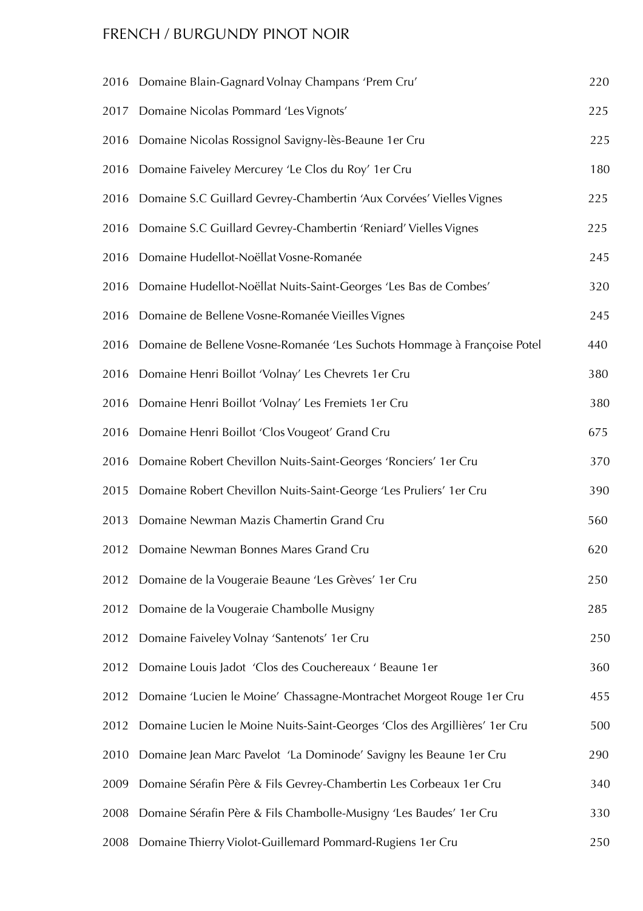# FRENCH / BURGUNDY PINOT NOIR

| | | |
|---|---|---|
| 2016 | Domaine Blain-Gagnard Volnay Champans 'Prem Cru' | 220 |
| 2017 | Domaine Nicolas Pommard 'Les Vignots' | 225 |
| 2016 | Domaine Nicolas Rossignol Savigny-lès-Beaune 1er Cru | 225 |
| 2016 | Domaine Faiveley Mercurey 'Le Clos du Roy' 1er Cru | 180 |
| 2016 | Domaine S.C Guillard Gevrey-Chambertin 'Aux Corvées' Vielles Vignes | 225 |
| 2016 | Domaine S.C Guillard Gevrey-Chambertin 'Reniard' Vielles Vignes | 225 |
| 2016 | Domaine Hudellot-Noëllat Vosne-Romanée | 245 |
| 2016 | Domaine Hudellot-Noëllat Nuits-Saint-Georges 'Les Bas de Combes' | 320 |
| 2016 | Domaine de Bellene Vosne-Romanée Vieilles Vignes | 245 |
| 2016 | Domaine de Bellene Vosne-Romanée 'Les Suchots Hommage à Françoise Potel | 440 |
| 2016 | Domaine Henri Boillot 'Volnay' Les Chevrets 1er Cru | 380 |
| 2016 | Domaine Henri Boillot 'Volnay' Les Fremiets 1er Cru | 380 |
| 2016 | Domaine Henri Boillot 'Clos Vougeot' Grand Cru | 675 |
| 2016 | Domaine Robert Chevillon Nuits-Saint-Georges 'Ronciers' 1er Cru | 370 |
| 2015 | Domaine Robert Chevillon Nuits-Saint-George 'Les Pruliers' 1er Cru | 390 |
| 2013 | Domaine Newman Mazis Chamertin Grand Cru | 560 |
| 2012 | Domaine Newman Bonnes Mares Grand Cru | 620 |
| 2012 | Domaine de la Vougeraie Beaune 'Les Grèves' 1er Cru | 250 |
| 2012 | Domaine de la Vougeraie Chambolle Musigny | 285 |
| 2012 | Domaine Faiveley Volnay 'Santenots' 1er Cru | 250 |
| 2012 | Domaine Louis Jadot 'Clos des Couchereaux ' Beaune 1er | 360 |
| 2012 | Domaine 'Lucien le Moine' Chassagne-Montrachet Morgeot Rouge 1er Cru | 455 |
| 2012 | Domaine Lucien le Moine Nuits-Saint-Georges 'Clos des Argillières' 1er Cru | 500 |
| 2010 | Domaine Jean Marc Pavelot 'La Dominode' Savigny les Beaune 1er Cru | 290 |
| 2009 | Domaine Sérafin Père & Fils Gevrey-Chambertin Les Corbeaux 1er Cru | 340 |
| 2008 | Domaine Sérafin Père & Fils Chambolle-Musigny 'Les Baudes' 1er Cru | 330 |
| 2008 | Domaine Thierry Violot-Guillemard Pommard-Rugiens 1er Cru | 250 |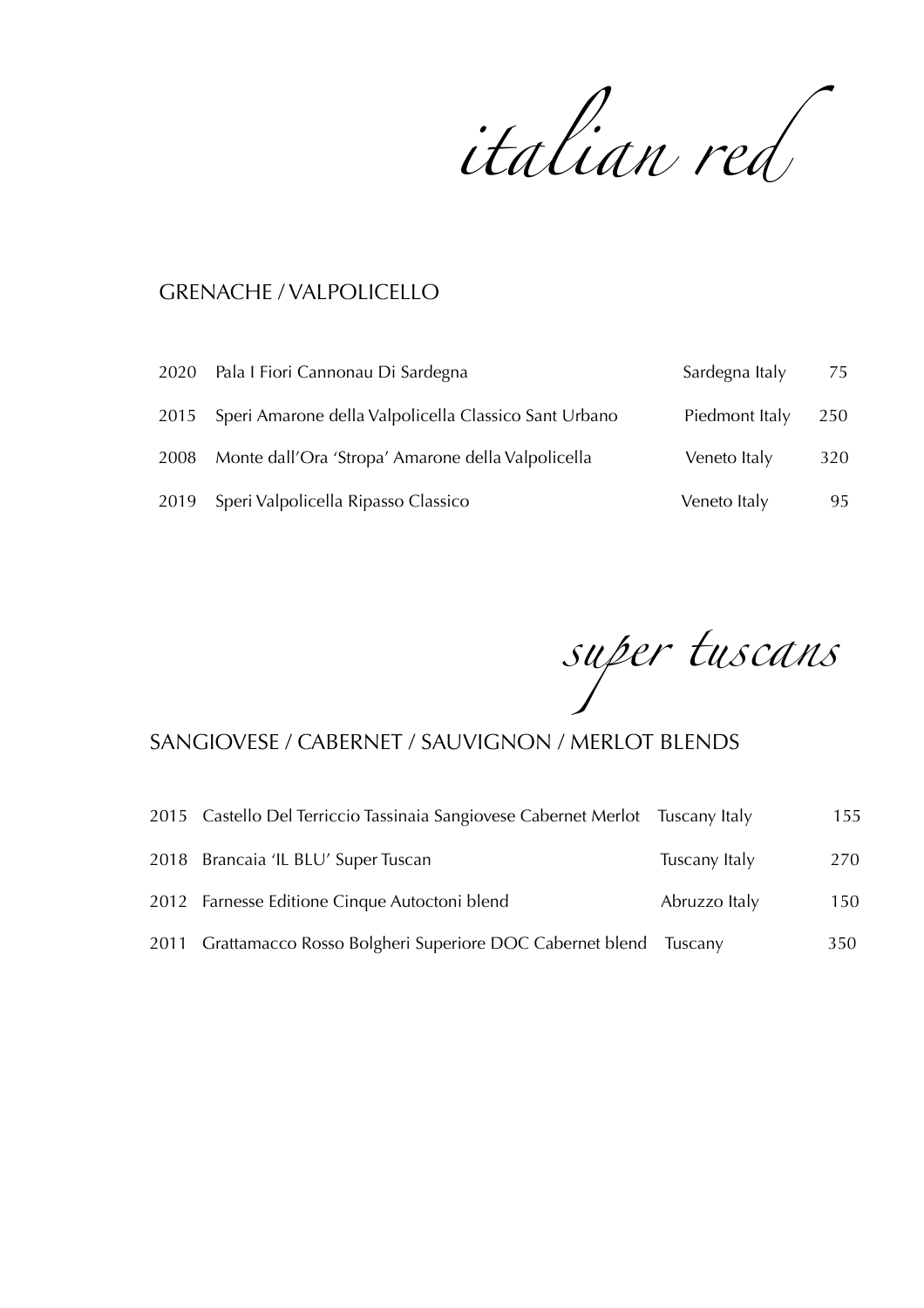# *italian red*

## GRENACHE / VALPOLICELLO

| | | | |
|---|---|---|---|
| 2020 | Pala I Fiori Cannonau Di Sardegna | Sardegna Italy | 75 |
| 2015 | Speri Amarone della Valpolicella Classico Sant Urbano | Piedmont Italy | 250 |
| 2008 | Monte dall'Ora 'Stropa' Amarone della Valpolicella | Veneto Italy | 320 |
| 2019 | Speri Valpolicella Ripasso Classico | Veneto Italy | 95 |

# *super tuscans*

## SANGIOVESE / CABERNET / SAUVIGNON / MERLOT BLENDS

| | | | |
|---|---|---|---|
| 2015 | Castello Del Terriccio Tassinaia Sangiovese Cabernet Merlot | Tuscany Italy | 155 |
| 2018 | Brancaia 'IL BLU' Super Tuscan | Tuscany Italy | 270 |
| 2012 | Farnesse Editione Cinque Autoctoni blend | Abruzzo Italy | 150 |
| 2011 | Grattamacco Rosso Bolgheri Superiore DOC Cabernet blend | Tuscany | 350 |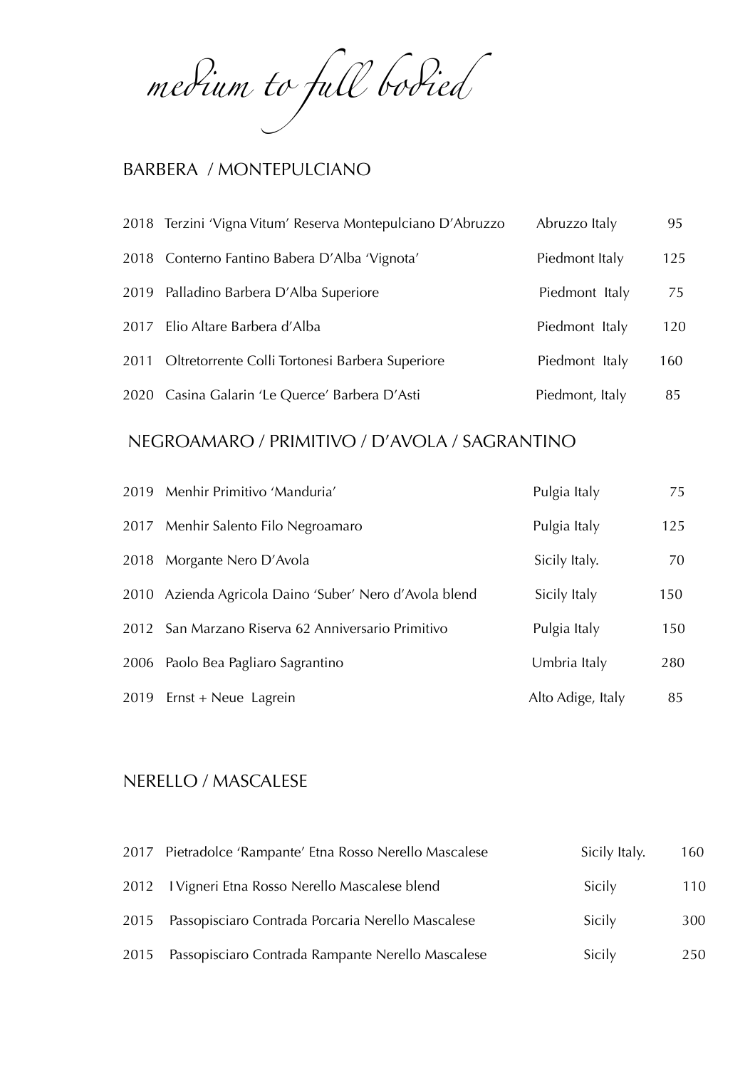# *medium to full bodied*

## BARBERA / MONTEPULCIANO

| | | | |
|---|---|---|---|
| 2018 | Terzini 'Vigna Vitum' Reserva Montepulciano D'Abruzzo | Abruzzo Italy | 95 |
| 2018 | Conterno Fantino Babera D'Alba 'Vignota' | Piedmont Italy | 125 |
| 2019 | Palladino Barbera D'Alba Superiore | Piedmont Italy | 75 |
| 2017 | Elio Altare Barbera d'Alba | Piedmont Italy | 120 |
| 2011 | Oltretorrente Colli Tortonesi Barbera Superiore | Piedmont Italy | 160 |
| 2020 | Casina Galarin 'Le Querce' Barbera D'Asti | Piedmont, Italy | 85 |

## NEGROAMARO / PRIMITIVO / D'AVOLA / SAGRANTINO

| | | | |
|---|---|---|---|
| 2019 | Menhir Primitivo 'Manduria' | Pulgia Italy | 75 |
| 2017 | Menhir Salento Filo Negroamaro | Pulgia Italy | 125 |
| 2018 | Morgante Nero D'Avola | Sicily Italy. | 70 |
| 2010 | Azienda Agricola Daino 'Suber' Nero d'Avola blend | Sicily Italy | 150 |
| 2012 | San Marzano Riserva 62 Anniversario Primitivo | Pulgia Italy | 150 |
| 2006 | Paolo Bea Pagliaro Sagrantino | Umbria Italy | 280 |
| 2019 | Ernst + Neue Lagrein | Alto Adige, Italy | 85 |

## NERELLO / MASCALESE

| | | | |
|---|---|---|---|
| 2017 | Pietradolce 'Rampante' Etna Rosso Nerello Mascalese | Sicily Italy. | 160 |
| 2012 | I Vigneri Etna Rosso Nerello Mascalese blend | Sicily | 110 |
| 2015 | Passopisciaro Contrada Porcaria Nerello Mascalese | Sicily | 300 |
| 2015 | Passopisciaro Contrada Rampante Nerello Mascalese | Sicily | 250 |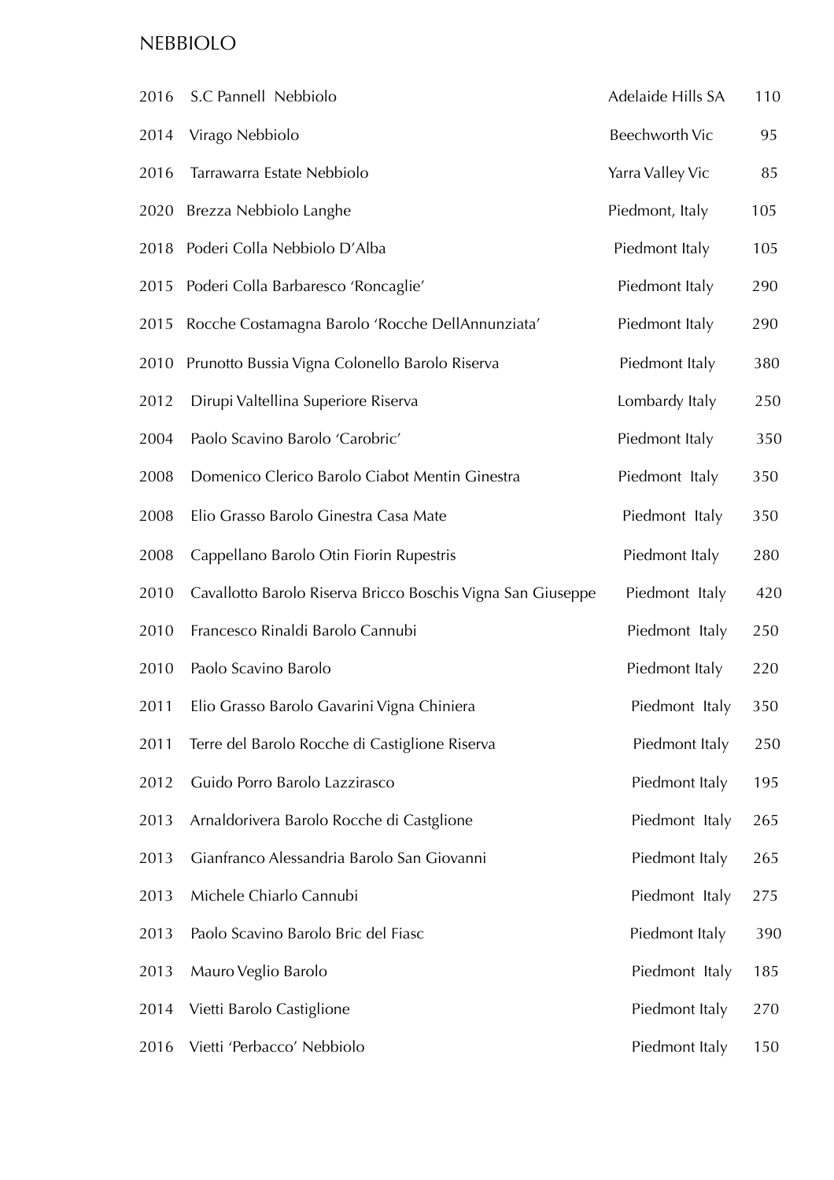# NEBBIOLO

| Year | Wine | Region | Price |
|---|---|---|---|
| 2016 | S.C Pannell Nebbiolo | Adelaide Hills SA | 110 |
| 2014 | Virago Nebbiolo | Beechworth Vic | 95 |
| 2016 | Tarrawarra Estate Nebbiolo | Yarra Valley Vic | 85 |
| 2020 | Brezza Nebbiolo Langhe | Piedmont, Italy | 105 |
| 2018 | Poderi Colla Nebbiolo D'Alba | Piedmont Italy | 105 |
| 2015 | Poderi Colla Barbaresco 'Roncaglie' | Piedmont Italy | 290 |
| 2015 | Rocche Costamagna Barolo 'Rocche DellAnnunziata' | Piedmont Italy | 290 |
| 2010 | Prunotto Bussia Vigna Colonello Barolo Riserva | Piedmont Italy | 380 |
| 2012 | Dirupi Valtellina Superiore Riserva | Lombardy Italy | 250 |
| 2004 | Paolo Scavino Barolo 'Carobric' | Piedmont Italy | 350 |
| 2008 | Domenico Clerico Barolo Ciabot Mentin Ginestra | Piedmont Italy | 350 |
| 2008 | Elio Grasso Barolo Ginestra Casa Mate | Piedmont Italy | 350 |
| 2008 | Cappellano Barolo Otin Fiorin Rupestris | Piedmont Italy | 280 |
| 2010 | Cavallotto Barolo Riserva Bricco Boschis Vigna San Giuseppe | Piedmont Italy | 420 |
| 2010 | Francesco Rinaldi Barolo Cannubi | Piedmont Italy | 250 |
| 2010 | Paolo Scavino Barolo | Piedmont Italy | 220 |
| 2011 | Elio Grasso Barolo Gavarini Vigna Chiniera | Piedmont Italy | 350 |
| 2011 | Terre del Barolo Rocche di Castiglione Riserva | Piedmont Italy | 250 |
| 2012 | Guido Porro Barolo Lazzirasco | Piedmont Italy | 195 |
| 2013 | Arnaldorivera Barolo Rocche di Castglione | Piedmont Italy | 265 |
| 2013 | Gianfranco Alessandria Barolo San Giovanni | Piedmont Italy | 265 |
| 2013 | Michele Chiarlo Cannubi | Piedmont Italy | 275 |
| 2013 | Paolo Scavino Barolo Bric del Fiasc | Piedmont Italy | 390 |
| 2013 | Mauro Veglio Barolo | Piedmont Italy | 185 |
| 2014 | Vietti Barolo Castiglione | Piedmont Italy | 270 |
| 2016 | Vietti 'Perbacco' Nebbiolo | Piedmont Italy | 150 |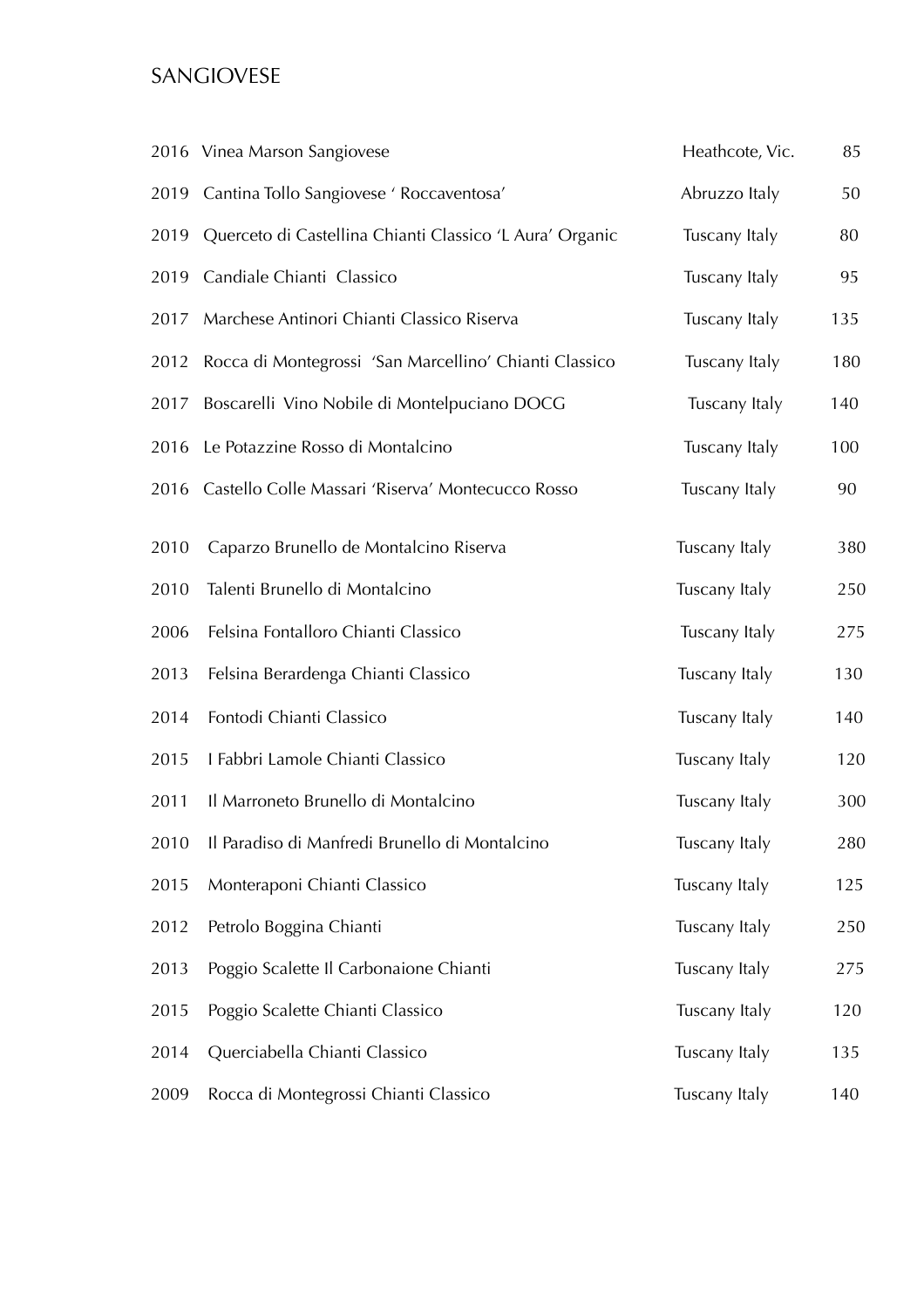## SANGIOVESE

| Year | Wine | Region | Price |
|---|---|---|---|
| 2016 | Vinea Marson Sangiovese | Heathcote, Vic. | 85 |
| 2019 | Cantina Tollo Sangiovese ' Roccaventosa' | Abruzzo Italy | 50 |
| 2019 | Querceto di Castellina Chianti Classico 'L Aura' Organic | Tuscany Italy | 80 |
| 2019 | Candiale Chianti Classico | Tuscany Italy | 95 |
| 2017 | Marchese Antinori Chianti Classico Riserva | Tuscany Italy | 135 |
| 2012 | Rocca di Montegrossi 'San Marcellino' Chianti Classico | Tuscany Italy | 180 |
| 2017 | Boscarelli Vino Nobile di Montelpuciano DOCG | Tuscany Italy | 140 |
| 2016 | Le Potazzine Rosso di Montalcino | Tuscany Italy | 100 |
| 2016 | Castello Colle Massari 'Riserva' Montecucco Rosso | Tuscany Italy | 90 |
| 2010 | Caparzo Brunello de Montalcino Riserva | Tuscany Italy | 380 |
| 2010 | Talenti Brunello di Montalcino | Tuscany Italy | 250 |
| 2006 | Felsina Fontalloro Chianti Classico | Tuscany Italy | 275 |
| 2013 | Felsina Berardenga Chianti Classico | Tuscany Italy | 130 |
| 2014 | Fontodi Chianti Classico | Tuscany Italy | 140 |
| 2015 | I Fabbri Lamole Chianti Classico | Tuscany Italy | 120 |
| 2011 | Il Marroneto Brunello di Montalcino | Tuscany Italy | 300 |
| 2010 | Il Paradiso di Manfredi Brunello di Montalcino | Tuscany Italy | 280 |
| 2015 | Monteraponi Chianti Classico | Tuscany Italy | 125 |
| 2012 | Petrolo Boggina Chianti | Tuscany Italy | 250 |
| 2013 | Poggio Scalette Il Carbonaione Chianti | Tuscany Italy | 275 |
| 2015 | Poggio Scalette Chianti Classico | Tuscany Italy | 120 |
| 2014 | Querciabella Chianti Classico | Tuscany Italy | 135 |
| 2009 | Rocca di Montegrossi Chianti Classico | Tuscany Italy | 140 |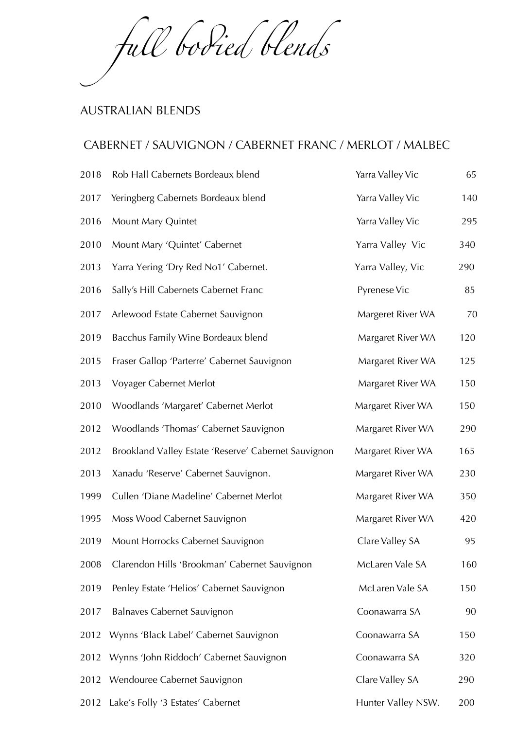# *full bodied blends*

## AUSTRALIAN BLENDS

### CABERNET / SAUVIGNON / CABERNET FRANC / MERLOT / MALBEC

| | | | |
|---|---|---|---|
| 2018 | Rob Hall Cabernets Bordeaux blend | Yarra Valley Vic | 65 |
| 2017 | Yeringberg Cabernets Bordeaux blend | Yarra Valley Vic | 140 |
| 2016 | Mount Mary Quintet | Yarra Valley Vic | 295 |
| 2010 | Mount Mary 'Quintet' Cabernet | Yarra Valley Vic | 340 |
| 2013 | Yarra Yering 'Dry Red No1' Cabernet. | Yarra Valley, Vic | 290 |
| 2016 | Sally's Hill Cabernets Cabernet Franc | Pyrenese Vic | 85 |
| 2017 | Arlewood Estate Cabernet Sauvignon | Margeret River WA | 70 |
| 2019 | Bacchus Family Wine Bordeaux blend | Margaret River WA | 120 |
| 2015 | Fraser Gallop 'Parterre' Cabernet Sauvignon | Margaret River WA | 125 |
| 2013 | Voyager Cabernet Merlot | Margaret River WA | 150 |
| 2010 | Woodlands 'Margaret' Cabernet Merlot | Margaret River WA | 150 |
| 2012 | Woodlands 'Thomas' Cabernet Sauvignon | Margaret River WA | 290 |
| 2012 | Brookland Valley Estate 'Reserve' Cabernet Sauvignon | Margaret River WA | 165 |
| 2013 | Xanadu 'Reserve' Cabernet Sauvignon. | Margaret River WA | 230 |
| 1999 | Cullen 'Diane Madeline' Cabernet Merlot | Margaret River WA | 350 |
| 1995 | Moss Wood Cabernet Sauvignon | Margaret River WA | 420 |
| 2019 | Mount Horrocks Cabernet Sauvignon | Clare Valley SA | 95 |
| 2008 | Clarendon Hills 'Brookman' Cabernet Sauvignon | McLaren Vale SA | 160 |
| 2019 | Penley Estate 'Helios' Cabernet Sauvignon | McLaren Vale SA | 150 |
| 2017 | Balnaves Cabernet Sauvignon | Coonawarra SA | 90 |
| 2012 | Wynns 'Black Label' Cabernet Sauvignon | Coonawarra SA | 150 |
| 2012 | Wynns 'John Riddoch' Cabernet Sauvignon | Coonawarra SA | 320 |
| 2012 | Wendouree Cabernet Sauvignon | Clare Valley SA | 290 |
| 2012 | Lake's Folly '3 Estates' Cabernet | Hunter Valley NSW. | 200 |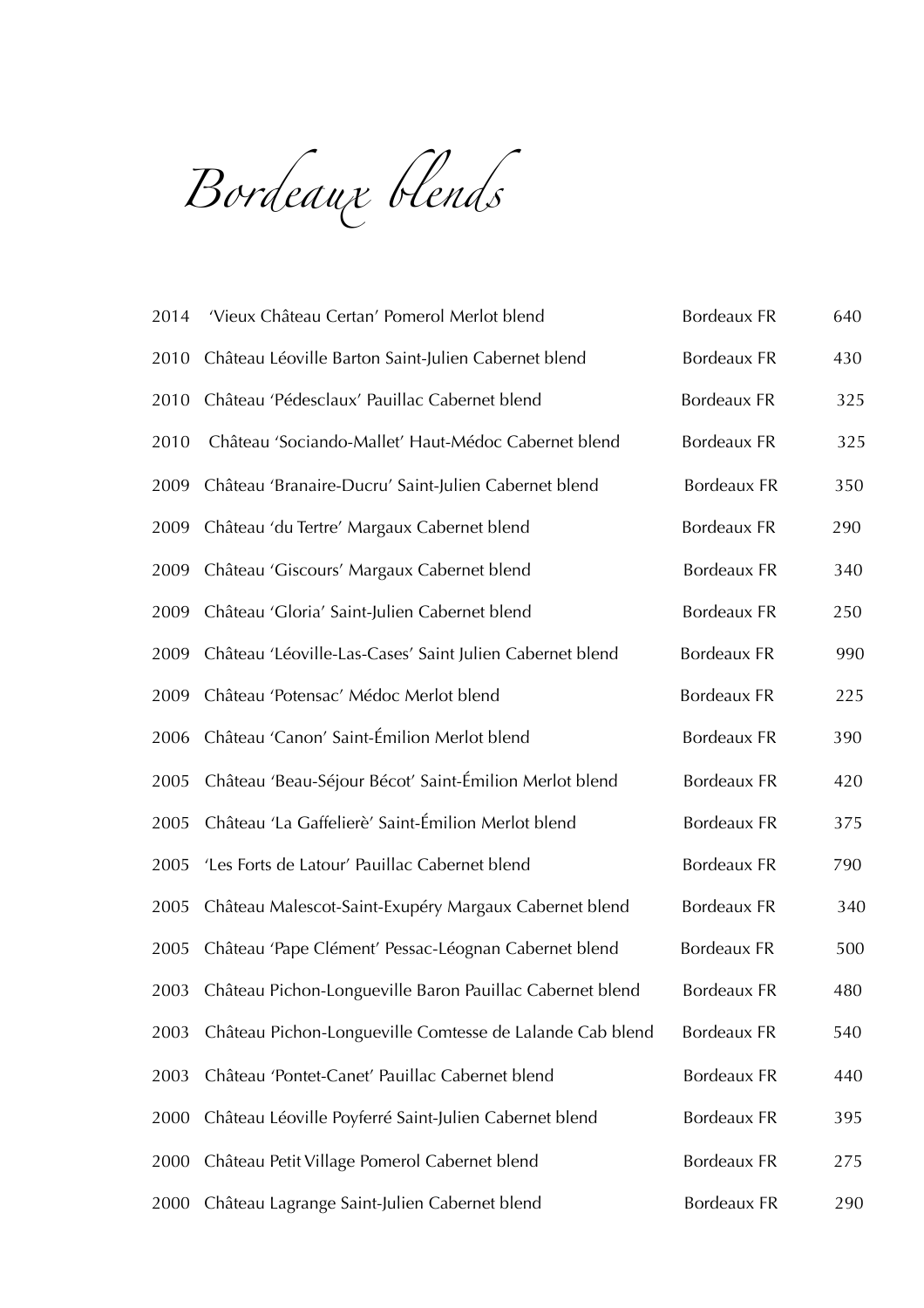# *Bordeaux blends*

| | | | |
|---|---|---|---|
| 2014 | 'Vieux Château Certan' Pomerol Merlot blend | Bordeaux FR | 640 |
| 2010 | Château Léoville Barton Saint-Julien Cabernet blend | Bordeaux FR | 430 |
| 2010 | Château 'Pédesclaux' Pauillac Cabernet blend | Bordeaux FR | 325 |
| 2010 | Château 'Sociando-Mallet' Haut-Médoc Cabernet blend | Bordeaux FR | 325 |
| 2009 | Château 'Branaire-Ducru' Saint-Julien Cabernet blend | Bordeaux FR | 350 |
| 2009 | Château 'du Tertre' Margaux Cabernet blend | Bordeaux FR | 290 |
| 2009 | Château 'Giscours' Margaux Cabernet blend | Bordeaux FR | 340 |
| 2009 | Château 'Gloria' Saint-Julien Cabernet blend | Bordeaux FR | 250 |
| 2009 | Château 'Léoville-Las-Cases' Saint Julien Cabernet blend | Bordeaux FR | 990 |
| 2009 | Château 'Potensac' Médoc Merlot blend | Bordeaux FR | 225 |
| 2006 | Château 'Canon' Saint-Émilion Merlot blend | Bordeaux FR | 390 |
| 2005 | Château 'Beau-Séjour Bécot' Saint-Émilion Merlot blend | Bordeaux FR | 420 |
| 2005 | Château 'La Gaffelierè' Saint-Émilion Merlot blend | Bordeaux FR | 375 |
| 2005 | 'Les Forts de Latour' Pauillac Cabernet blend | Bordeaux FR | 790 |
| 2005 | Château Malescot-Saint-Exupéry Margaux Cabernet blend | Bordeaux FR | 340 |
| 2005 | Château 'Pape Clément' Pessac-Léognan Cabernet blend | Bordeaux FR | 500 |
| 2003 | Château Pichon-Longueville Baron Pauillac Cabernet blend | Bordeaux FR | 480 |
| 2003 | Château Pichon-Longueville Comtesse de Lalande Cab blend | Bordeaux FR | 540 |
| 2003 | Château 'Pontet-Canet' Pauillac Cabernet blend | Bordeaux FR | 440 |
| 2000 | Château Léoville Poyferré Saint-Julien Cabernet blend | Bordeaux FR | 395 |
| 2000 | Château Petit Village Pomerol Cabernet blend | Bordeaux FR | 275 |
| 2000 | Château Lagrange Saint-Julien Cabernet blend | Bordeaux FR | 290 |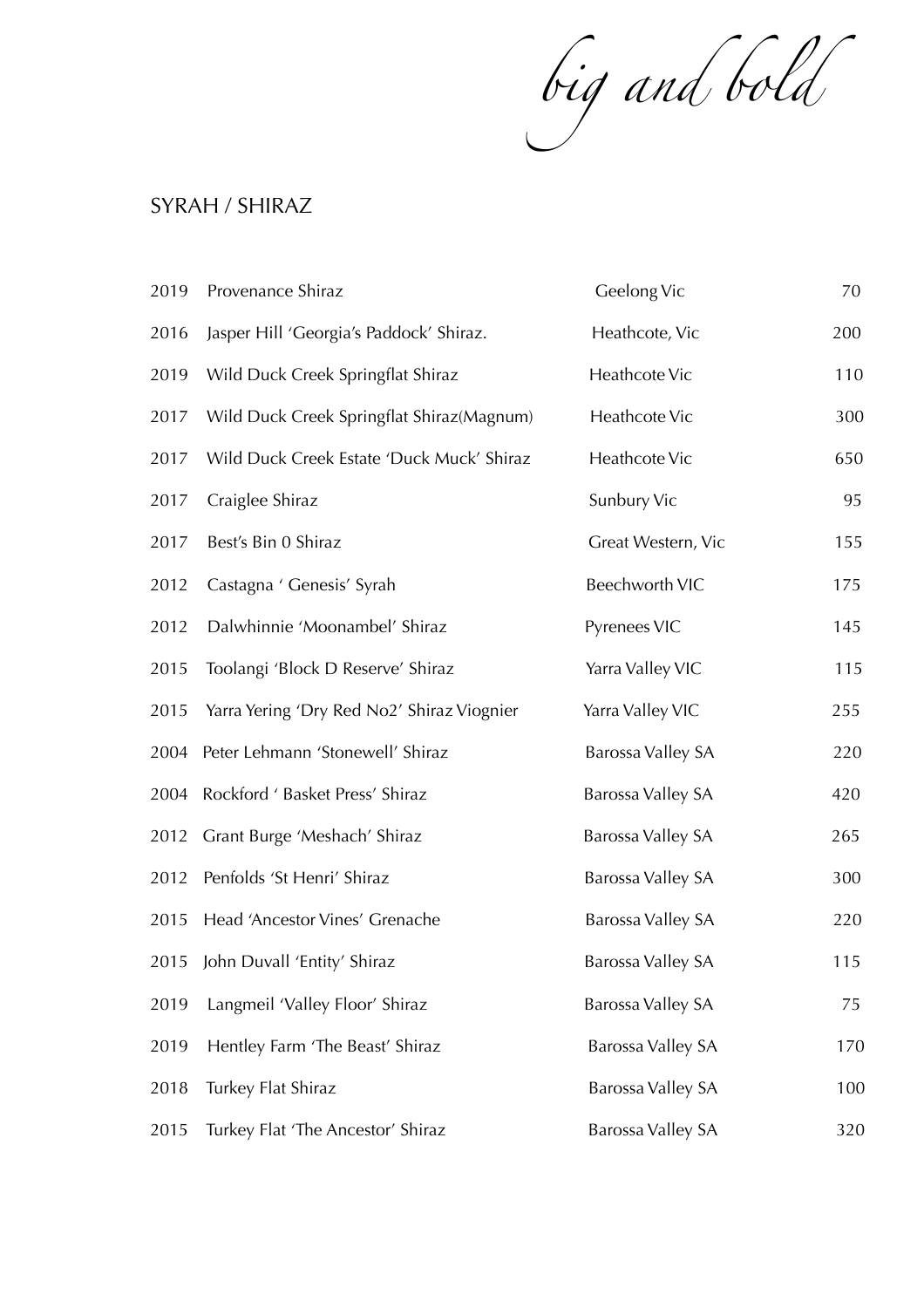*big and bold*

## SYRAH / SHIRAZ

| | | | |
|---|---|---|---|
| 2019 | Provenance Shiraz | Geelong Vic | 70 |
| 2016 | Jasper Hill 'Georgia's Paddock' Shiraz. | Heathcote, Vic | 200 |
| 2019 | Wild Duck Creek Springflat Shiraz | Heathcote Vic | 110 |
| 2017 | Wild Duck Creek Springflat Shiraz(Magnum) | Heathcote Vic | 300 |
| 2017 | Wild Duck Creek Estate 'Duck Muck' Shiraz | Heathcote Vic | 650 |
| 2017 | Craiglee Shiraz | Sunbury Vic | 95 |
| 2017 | Best's Bin 0 Shiraz | Great Western, Vic | 155 |
| 2012 | Castagna ' Genesis' Syrah | Beechworth VIC | 175 |
| 2012 | Dalwhinnie 'Moonambel' Shiraz | Pyrenees VIC | 145 |
| 2015 | Toolangi 'Block D Reserve' Shiraz | Yarra Valley VIC | 115 |
| 2015 | Yarra Yering 'Dry Red No2' Shiraz Viognier | Yarra Valley VIC | 255 |
| 2004 | Peter Lehmann 'Stonewell' Shiraz | Barossa Valley SA | 220 |
| 2004 | Rockford ' Basket Press' Shiraz | Barossa Valley SA | 420 |
| 2012 | Grant Burge 'Meshach' Shiraz | Barossa Valley SA | 265 |
| 2012 | Penfolds 'St Henri' Shiraz | Barossa Valley SA | 300 |
| 2015 | Head 'Ancestor Vines' Grenache | Barossa Valley SA | 220 |
| 2015 | John Duvall 'Entity' Shiraz | Barossa Valley SA | 115 |
| 2019 | Langmeil 'Valley Floor' Shiraz | Barossa Valley SA | 75 |
| 2019 | Hentley Farm 'The Beast' Shiraz | Barossa Valley SA | 170 |
| 2018 | Turkey Flat Shiraz | Barossa Valley SA | 100 |
| 2015 | Turkey Flat 'The Ancestor' Shiraz | Barossa Valley SA | 320 |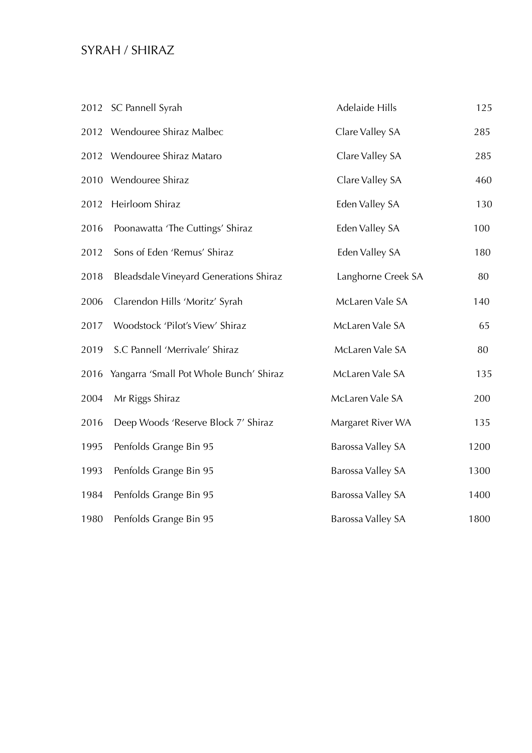# SYRAH / SHIRAZ

| | | | |
|---|---|---|---|
| 2012 | SC Pannell Syrah | Adelaide Hills | 125 |
| 2012 | Wendouree Shiraz Malbec | Clare Valley SA | 285 |
| 2012 | Wendouree Shiraz Mataro | Clare Valley SA | 285 |
| 2010 | Wendouree Shiraz | Clare Valley SA | 460 |
| 2012 | Heirloom Shiraz | Eden Valley SA | 130 |
| 2016 | Poonawatta 'The Cuttings' Shiraz | Eden Valley SA | 100 |
| 2012 | Sons of Eden 'Remus' Shiraz | Eden Valley SA | 180 |
| 2018 | Bleadsdale Vineyard Generations Shiraz | Langhorne Creek SA | 80 |
| 2006 | Clarendon Hills 'Moritz' Syrah | McLaren Vale SA | 140 |
| 2017 | Woodstock 'Pilot's View' Shiraz | McLaren Vale SA | 65 |
| 2019 | S.C Pannell 'Merrivale' Shiraz | McLaren Vale SA | 80 |
| 2016 | Yangarra 'Small Pot Whole Bunch' Shiraz | McLaren Vale SA | 135 |
| 2004 | Mr Riggs Shiraz | McLaren Vale SA | 200 |
| 2016 | Deep Woods 'Reserve Block 7' Shiraz | Margaret River WA | 135 |
| 1995 | Penfolds Grange Bin 95 | Barossa Valley SA | 1200 |
| 1993 | Penfolds Grange Bin 95 | Barossa Valley SA | 1300 |
| 1984 | Penfolds Grange Bin 95 | Barossa Valley SA | 1400 |
| 1980 | Penfolds Grange Bin 95 | Barossa Valley SA | 1800 |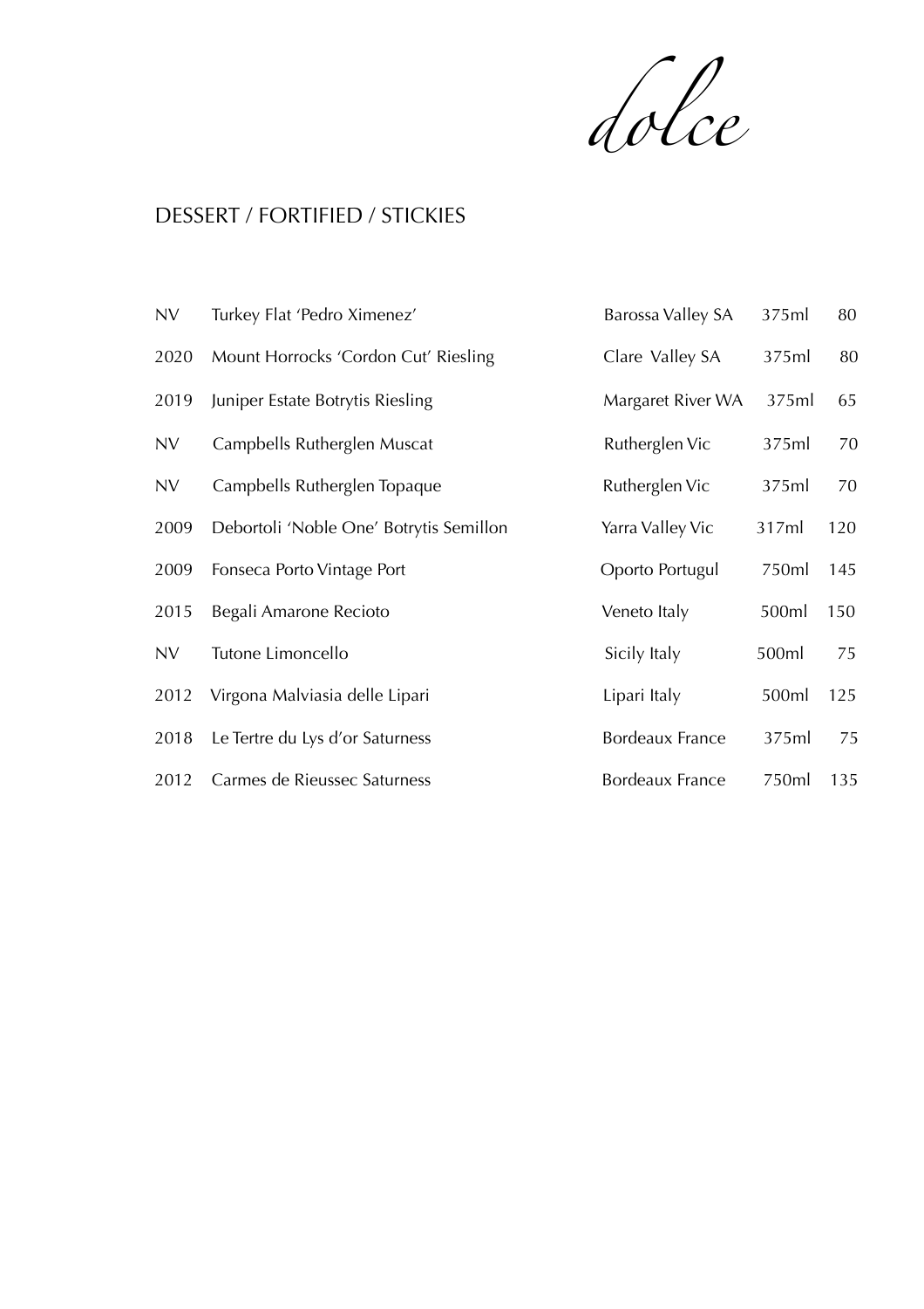*dolce*

## DESSERT / FORTIFIED / STICKIES

| | | | | |
|---|---|---|---|---|
| NV | Turkey Flat 'Pedro Ximenez' | Barossa Valley SA | 375ml | 80 |
| 2020 | Mount Horrocks 'Cordon Cut' Riesling | Clare Valley SA | 375ml | 80 |
| 2019 | Juniper Estate Botrytis Riesling | Margaret River WA | 375ml | 65 |
| NV | Campbells Rutherglen Muscat | Rutherglen Vic | 375ml | 70 |
| NV | Campbells Rutherglen Topaque | Rutherglen Vic | 375ml | 70 |
| 2009 | Debortoli 'Noble One' Botrytis Semillon | Yarra Valley Vic | 317ml | 120 |
| 2009 | Fonseca Porto Vintage Port | Oporto Portugul | 750ml | 145 |
| 2015 | Begali Amarone Recioto | Veneto Italy | 500ml | 150 |
| NV | Tutone Limoncello | Sicily Italy | 500ml | 75 |
| 2012 | Virgona Malviasia delle Lipari | Lipari Italy | 500ml | 125 |
| 2018 | Le Tertre du Lys d'or Saturness | Bordeaux France | 375ml | 75 |
| 2012 | Carmes de Rieussec Saturness | Bordeaux France | 750ml | 135 |